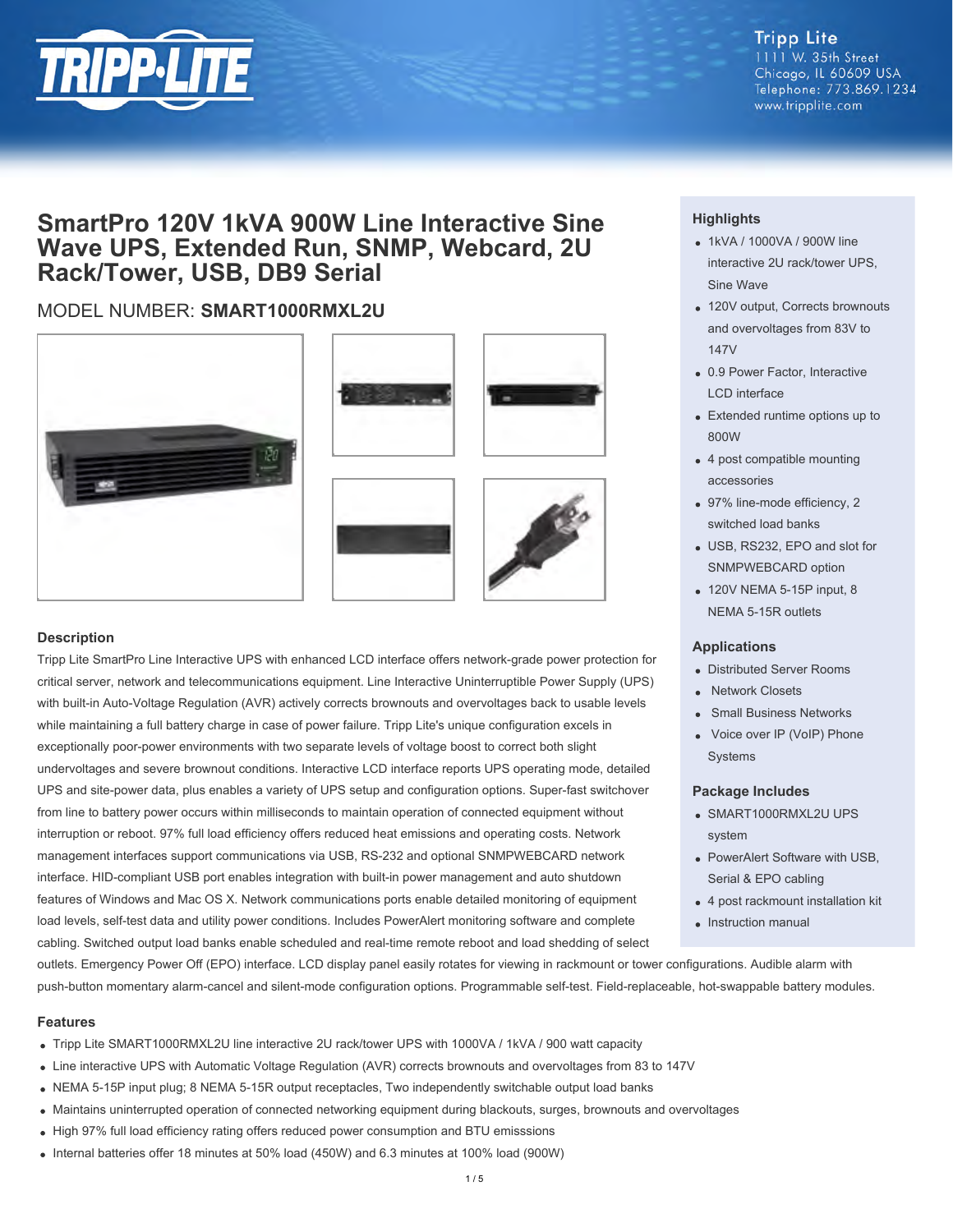Tripp Lite
1111 W. 35th Street
Chicago, IL 60609 USA
Telephone: 773.869.1234
www.tripplite.com

# SmartPro 120V 1kVA 900W Line Interactive Sine Wave UPS, Extended Run, SNMP, Webcard, 2U Rack/Tower, USB, DB9 Serial

MODEL NUMBER: **SMART1000RMXL2U**

## Highlights

- 1kVA / 1000VA / 900W line interactive 2U rack/tower UPS, Sine Wave
- 120V output, Corrects brownouts and overvoltages from 83V to 147V
- 0.9 Power Factor, Interactive LCD interface
- Extended runtime options up to 800W
- 4 post compatible mounting accessories
- 97% line-mode efficiency, 2 switched load banks
- USB, RS232, EPO and slot for SNMPWEBCARD option
- 120V NEMA 5-15P input, 8 NEMA 5-15R outlets

## Applications

- Distributed Server Rooms
- Network Closets
- Small Business Networks
- Voice over IP (VoIP) Phone Systems

## Package Includes

- SMART1000RMXL2U UPS system
- PowerAlert Software with USB, Serial & EPO cabling
- 4 post rackmount installation kit
- Instruction manual

## Description

Tripp Lite SmartPro Line Interactive UPS with enhanced LCD interface offers network-grade power protection for critical server, network and telecommunications equipment. Line Interactive Uninterruptible Power Supply (UPS) with built-in Auto-Voltage Regulation (AVR) actively corrects brownouts and overvoltages back to usable levels while maintaining a full battery charge in case of power failure. Tripp Lite's unique configuration excels in exceptionally poor-power environments with two separate levels of voltage boost to correct both slight undervoltages and severe brownout conditions. Interactive LCD interface reports UPS operating mode, detailed UPS and site-power data, plus enables a variety of UPS setup and configuration options. Super-fast switchover from line to battery power occurs within milliseconds to maintain operation of connected equipment without interruption or reboot. 97% full load efficiency offers reduced heat emissions and operating costs. Network management interfaces support communications via USB, RS-232 and optional SNMPWEBCARD network interface. HID-compliant USB port enables integration with built-in power management and auto shutdown features of Windows and Mac OS X. Network communications ports enable detailed monitoring of equipment load levels, self-test data and utility power conditions. Includes PowerAlert monitoring software and complete cabling. Switched output load banks enable scheduled and real-time remote reboot and load shedding of select outlets. Emergency Power Off (EPO) interface. LCD display panel easily rotates for viewing in rackmount or tower configurations. Audible alarm with push-button momentary alarm-cancel and silent-mode configuration options. Programmable self-test. Field-replaceable, hot-swappable battery modules.

## Features

- Tripp Lite SMART1000RMXL2U line interactive 2U rack/tower UPS with 1000VA / 1kVA / 900 watt capacity
- Line interactive UPS with Automatic Voltage Regulation (AVR) corrects brownouts and overvoltages from 83 to 147V
- NEMA 5-15P input plug; 8 NEMA 5-15R output receptacles, Two independently switchable output load banks
- Maintains uninterrupted operation of connected networking equipment during blackouts, surges, brownouts and overvoltages
- High 97% full load efficiency rating offers reduced power consumption and BTU emisssions
- Internal batteries offer 18 minutes at 50% load (450W) and 6.3 minutes at 100% load (900W)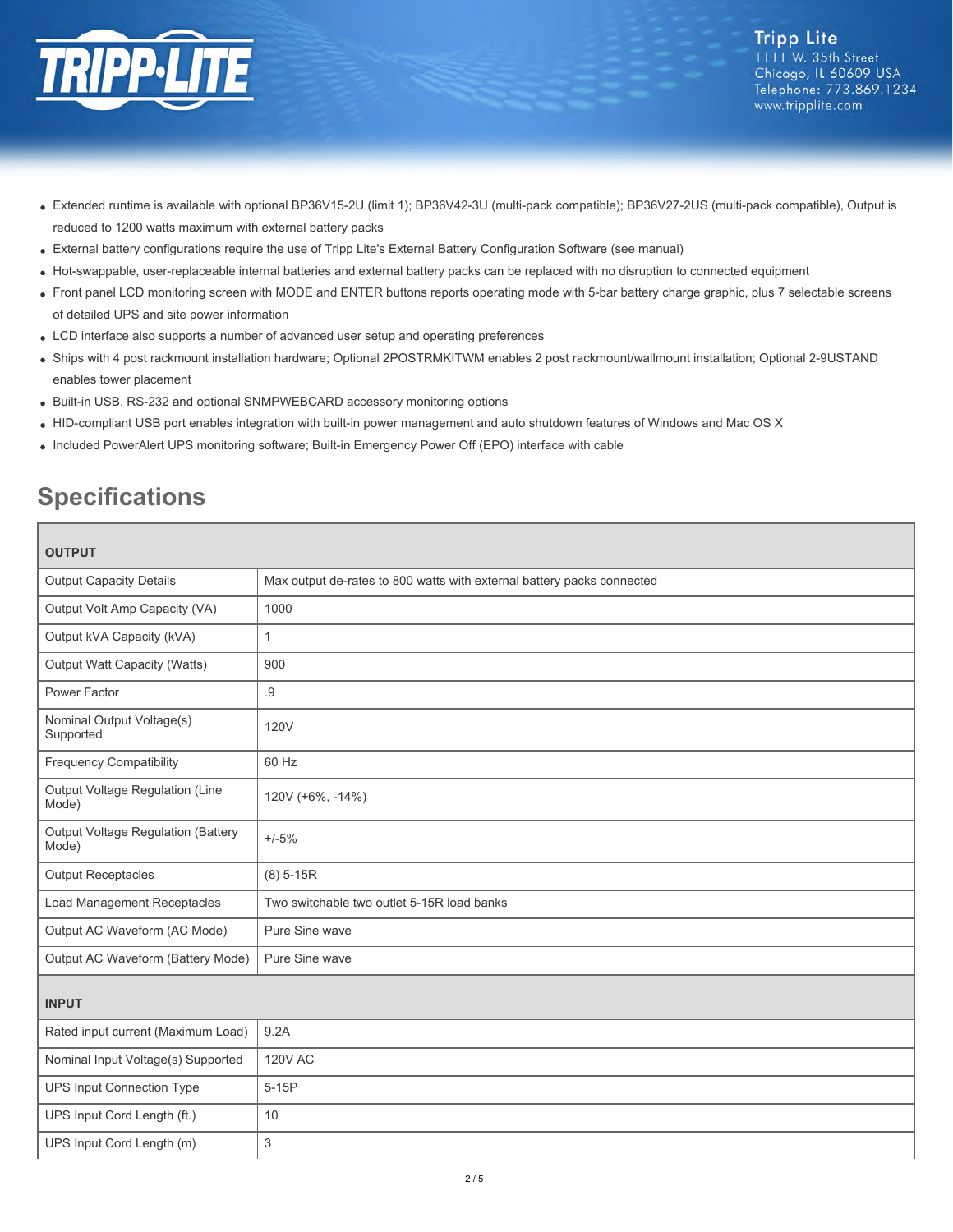- Extended runtime is available with optional BP36V15-2U (limit 1); BP36V42-3U (multi-pack compatible); BP36V27-2US (multi-pack compatible), Output is reduced to 1200 watts maximum with external battery packs
- External battery configurations require the use of Tripp Lite's External Battery Configuration Software (see manual)
- Hot-swappable, user-replaceable internal batteries and external battery packs can be replaced with no disruption to connected equipment
- Front panel LCD monitoring screen with MODE and ENTER buttons reports operating mode with 5-bar battery charge graphic, plus 7 selectable screens of detailed UPS and site power information
- LCD interface also supports a number of advanced user setup and operating preferences
- Ships with 4 post rackmount installation hardware; Optional 2POSTRMKITWM enables 2 post rackmount/wallmount installation; Optional 2-9USTAND enables tower placement
- Built-in USB, RS-232 and optional SNMPWEBCARD accessory monitoring options
- HID-compliant USB port enables integration with built-in power management and auto shutdown features of Windows and Mac OS X
- Included PowerAlert UPS monitoring software; Built-in Emergency Power Off (EPO) interface with cable

## Specifications

| **OUTPUT** | |
|---|---|
| Output Capacity Details | Max output de-rates to 800 watts with external battery packs connected |
| Output Volt Amp Capacity (VA) | 1000 |
| Output kVA Capacity (kVA) | 1 |
| Output Watt Capacity (Watts) | 900 |
| Power Factor | .9 |
| Nominal Output Voltage(s) Supported | 120V |
| Frequency Compatibility | 60 Hz |
| Output Voltage Regulation (Line Mode) | 120V (+6%, -14%) |
| Output Voltage Regulation (Battery Mode) | +/-5% |
| Output Receptacles | (8) 5-15R |
| Load Management Receptacles | Two switchable two outlet 5-15R load banks |
| Output AC Waveform (AC Mode) | Pure Sine wave |
| Output AC Waveform (Battery Mode) | Pure Sine wave |
| **INPUT** | |
| Rated input current (Maximum Load) | 9.2A |
| Nominal Input Voltage(s) Supported | 120V AC |
| UPS Input Connection Type | 5-15P |
| UPS Input Cord Length (ft.) | 10 |
| UPS Input Cord Length (m) | 3 |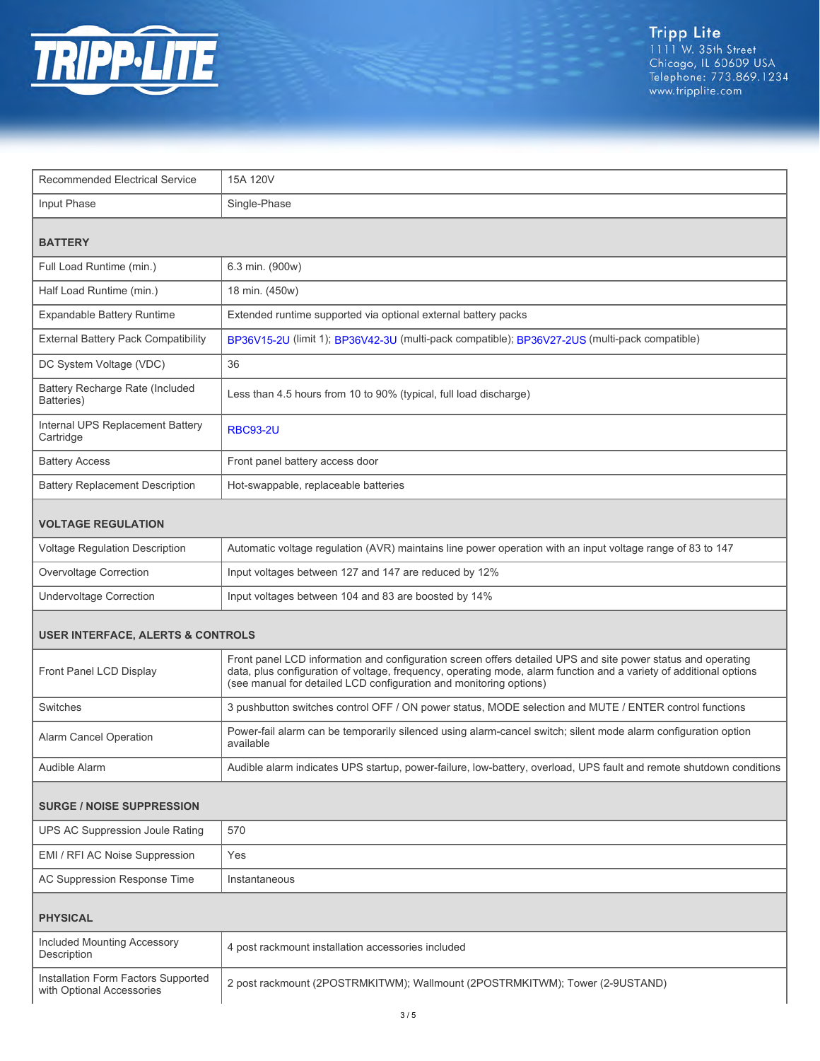| | |
|---|---|
| Recommended Electrical Service | 15A 120V |
| Input Phase | Single-Phase |

## BATTERY

| | |
|---|---|
| Full Load Runtime (min.) | 6.3 min. (900w) |
| Half Load Runtime (min.) | 18 min. (450w) |
| Expandable Battery Runtime | Extended runtime supported via optional external battery packs |
| External Battery Pack Compatibility | BP36V15-2U (limit 1); BP36V42-3U (multi-pack compatible); BP36V27-2US (multi-pack compatible) |
| DC System Voltage (VDC) | 36 |
| Battery Recharge Rate (Included Batteries) | Less than 4.5 hours from 10 to 90% (typical, full load discharge) |
| Internal UPS Replacement Battery Cartridge | RBC93-2U |
| Battery Access | Front panel battery access door |
| Battery Replacement Description | Hot-swappable, replaceable batteries |

## VOLTAGE REGULATION

| | |
|---|---|
| Voltage Regulation Description | Automatic voltage regulation (AVR) maintains line power operation with an input voltage range of 83 to 147 |
| Overvoltage Correction | Input voltages between 127 and 147 are reduced by 12% |
| Undervoltage Correction | Input voltages between 104 and 83 are boosted by 14% |

## USER INTERFACE, ALERTS & CONTROLS

| | |
|---|---|
| Front Panel LCD Display | Front panel LCD information and configuration screen offers detailed UPS and site power status and operating data, plus configuration of voltage, frequency, operating mode, alarm function and a variety of additional options (see manual for detailed LCD configuration and monitoring options) |
| Switches | 3 pushbutton switches control OFF / ON power status, MODE selection and MUTE / ENTER control functions |
| Alarm Cancel Operation | Power-fail alarm can be temporarily silenced using alarm-cancel switch; silent mode alarm configuration option available |
| Audible Alarm | Audible alarm indicates UPS startup, power-failure, low-battery, overload, UPS fault and remote shutdown conditions |

## SURGE / NOISE SUPPRESSION

| | |
|---|---|
| UPS AC Suppression Joule Rating | 570 |
| EMI / RFI AC Noise Suppression | Yes |
| AC Suppression Response Time | Instantaneous |

## PHYSICAL

| | |
|---|---|
| Included Mounting Accessory Description | 4 post rackmount installation accessories included |
| Installation Form Factors Supported with Optional Accessories | 2 post rackmount (2POSTRMKITWM); Wallmount (2POSTRMKITWM); Tower (2-9USTAND) |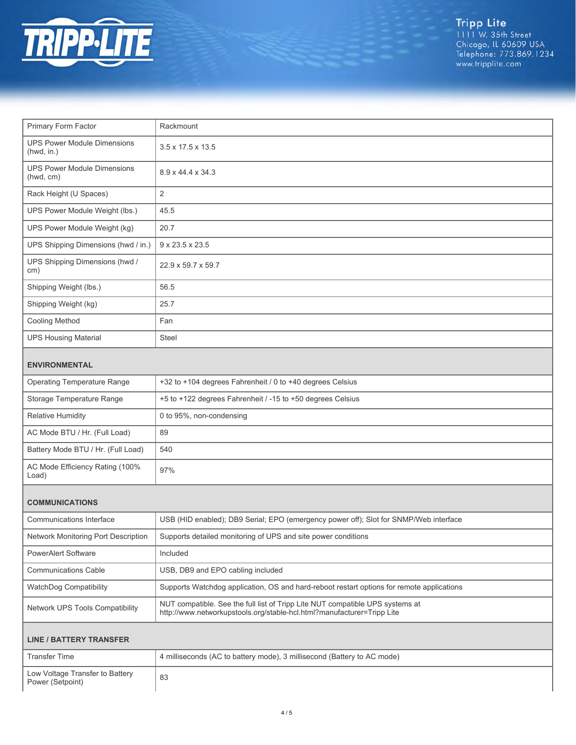| | |
|---|---|
| Primary Form Factor | Rackmount |
| UPS Power Module Dimensions (hwd, in.) | 3.5 x 17.5 x 13.5 |
| UPS Power Module Dimensions (hwd, cm) | 8.9 x 44.4 x 34.3 |
| Rack Height (U Spaces) | 2 |
| UPS Power Module Weight (lbs.) | 45.5 |
| UPS Power Module Weight (kg) | 20.7 |
| UPS Shipping Dimensions (hwd / in.) | 9 x 23.5 x 23.5 |
| UPS Shipping Dimensions (hwd / cm) | 22.9 x 59.7 x 59.7 |
| Shipping Weight (lbs.) | 56.5 |
| Shipping Weight (kg) | 25.7 |
| Cooling Method | Fan |
| UPS Housing Material | Steel |

## ENVIRONMENTAL

| | |
|---|---|
| Operating Temperature Range | +32 to +104 degrees Fahrenheit / 0 to +40 degrees Celsius |
| Storage Temperature Range | +5 to +122 degrees Fahrenheit / -15 to +50 degrees Celsius |
| Relative Humidity | 0 to 95%, non-condensing |
| AC Mode BTU / Hr. (Full Load) | 89 |
| Battery Mode BTU / Hr. (Full Load) | 540 |
| AC Mode Efficiency Rating (100% Load) | 97% |

## COMMUNICATIONS

| | |
|---|---|
| Communications Interface | USB (HID enabled); DB9 Serial; EPO (emergency power off); Slot for SNMP/Web interface |
| Network Monitoring Port Description | Supports detailed monitoring of UPS and site power conditions |
| PowerAlert Software | Included |
| Communications Cable | USB, DB9 and EPO cabling included |
| WatchDog Compatibility | Supports Watchdog application, OS and hard-reboot restart options for remote applications |
| Network UPS Tools Compatibility | NUT compatible. See the full list of Tripp Lite NUT compatible UPS systems at http://www.networkupstools.org/stable-hcl.html?manufacturer=Tripp Lite |

## LINE / BATTERY TRANSFER

| | |
|---|---|
| Transfer Time | 4 milliseconds (AC to battery mode), 3 millisecond (Battery to AC mode) |
| Low Voltage Transfer to Battery Power (Setpoint) | 83 |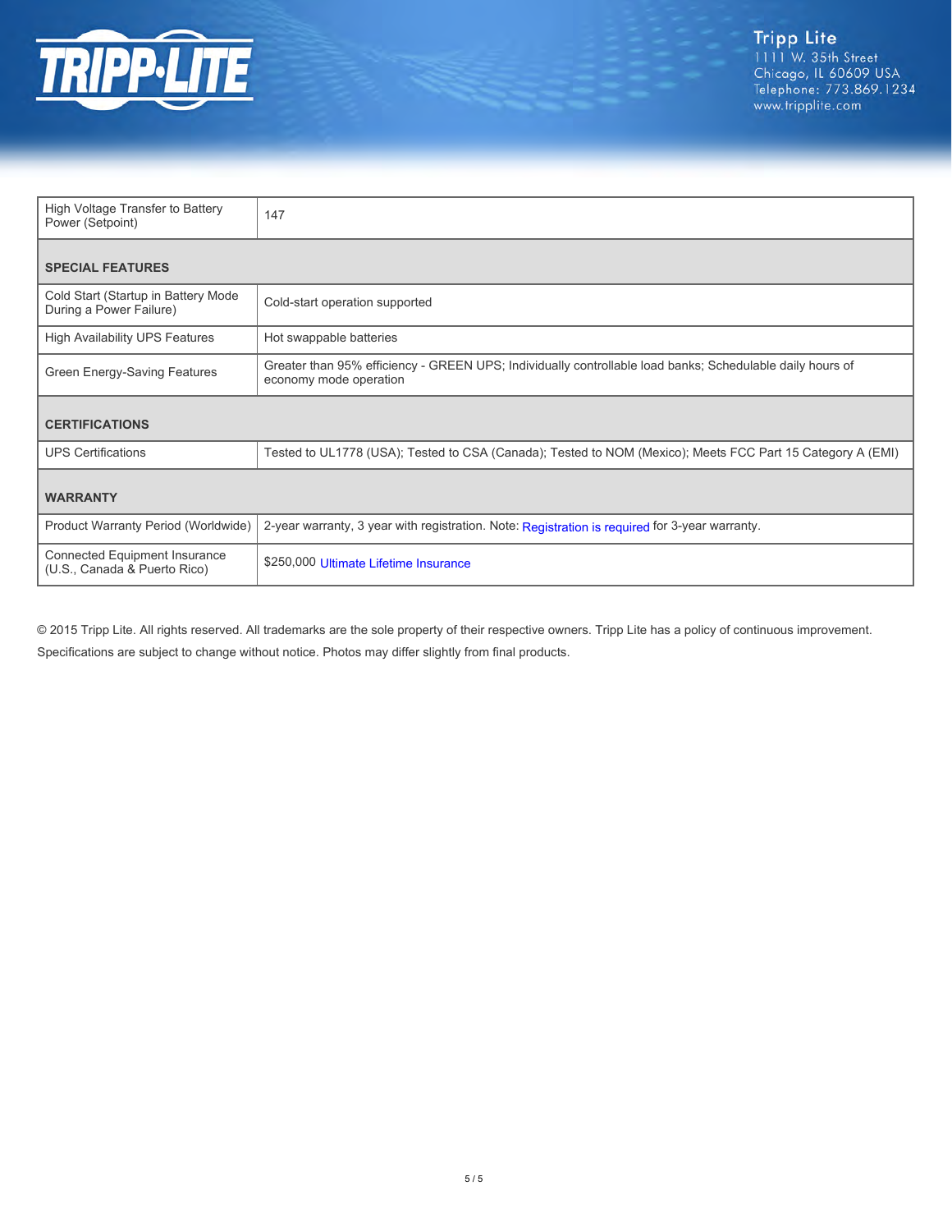| | |
|---|---|
| High Voltage Transfer to Battery Power (Setpoint) | 147 |
| **SPECIAL FEATURES** | |
| Cold Start (Startup in Battery Mode During a Power Failure) | Cold-start operation supported |
| High Availability UPS Features | Hot swappable batteries |
| Green Energy-Saving Features | Greater than 95% efficiency - GREEN UPS; Individually controllable load banks; Schedulable daily hours of economy mode operation |
| **CERTIFICATIONS** | |
| UPS Certifications | Tested to UL1778 (USA); Tested to CSA (Canada); Tested to NOM (Mexico); Meets FCC Part 15 Category A (EMI) |
| **WARRANTY** | |
| Product Warranty Period (Worldwide) | 2-year warranty, 3 year with registration. Note: Registration is required for 3-year warranty. |
| Connected Equipment Insurance (U.S., Canada & Puerto Rico) | $250,000 Ultimate Lifetime Insurance |

© 2015 Tripp Lite. All rights reserved. All trademarks are the sole property of their respective owners. Tripp Lite has a policy of continuous improvement. Specifications are subject to change without notice. Photos may differ slightly from final products.